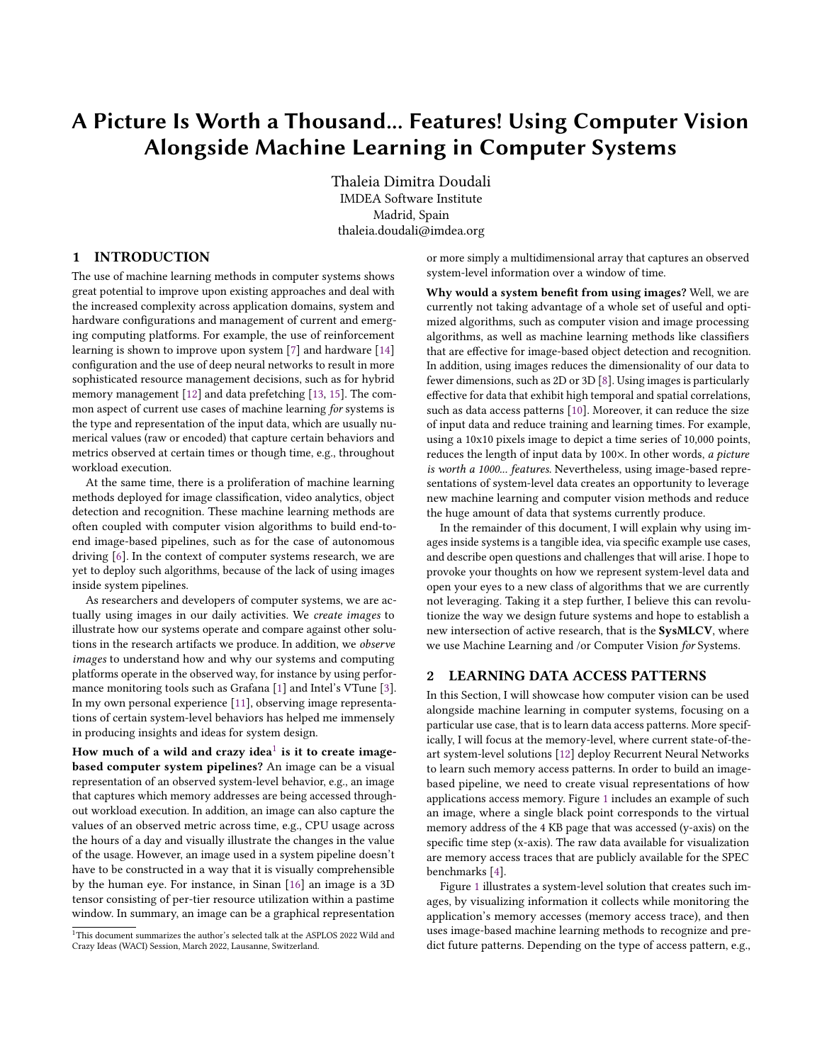# A Picture Is Worth a Thousand... Features! Using Computer Vision Alongside Machine Learning in Computer Systems

Thaleia Dimitra Doudali
IMDEA Software Institute
Madrid, Spain
thaleia.doudali@imdea.org

## 1 INTRODUCTION

The use of machine learning methods in computer systems shows great potential to improve upon existing approaches and deal with the increased complexity across application domains, system and hardware configurations and management of current and emerging computing platforms. For example, the use of reinforcement learning is shown to improve upon system [7] and hardware [14] configuration and the use of deep neural networks to result in more sophisticated resource management decisions, such as for hybrid memory management [12] and data prefetching [13, 15]. The common aspect of current use cases of machine learning *for* systems is the type and representation of the input data, which are usually numerical values (raw or encoded) that capture certain behaviors and metrics observed at certain times or though time, e.g., throughout workload execution.

At the same time, there is a proliferation of machine learning methods deployed for image classification, video analytics, object detection and recognition. These machine learning methods are often coupled with computer vision algorithms to build end-to-end image-based pipelines, such as for the case of autonomous driving [6]. In the context of computer systems research, we are yet to deploy such algorithms, because of the lack of using images inside system pipelines.

As researchers and developers of computer systems, we are actually using images in our daily activities. We *create images* to illustrate how our systems operate and compare against other solutions in the research artifacts we produce. In addition, we *observe images* to understand how and why our systems and computing platforms operate in the observed way, for instance by using performance monitoring tools such as Grafana [1] and Intel's VTune [3]. In my own personal experience [11], observing image representations of certain system-level behaviors has helped me immensely in producing insights and ideas for system design.

**How much of a wild and crazy idea[1] is it to create image-based computer system pipelines?** An image can be a visual representation of an observed system-level behavior, e.g., an image that captures which memory addresses are being accessed throughout workload execution. In addition, an image can also capture the values of an observed metric across time, e.g., CPU usage across the hours of a day and visually illustrate the changes in the value of the usage. However, an image used in a system pipeline doesn't have to be constructed in a way that it is visually comprehensible by the human eye. For instance, in Sinan [16] an image is a 3D tensor consisting of per-tier resource utilization within a pastime window. In summary, an image can be a graphical representation or more simply a multidimensional array that captures an observed system-level information over a window of time.

**Why would a system benefit from using images?** Well, we are currently not taking advantage of a whole set of useful and optimized algorithms, such as computer vision and image processing algorithms, as well as machine learning methods like classifiers that are effective for image-based object detection and recognition. In addition, using images reduces the dimensionality of our data to fewer dimensions, such as 2D or 3D [8]. Using images is particularly effective for data that exhibit high temporal and spatial correlations, such as data access patterns [10]. Moreover, it can reduce the size of input data and reduce training and learning times. For example, using a 10x10 pixels image to depict a time series of 10,000 points, reduces the length of input data by 100×. In other words, *a picture is worth a 1000... features*. Nevertheless, using image-based representations of system-level data creates an opportunity to leverage new machine learning and computer vision methods and reduce the huge amount of data that systems currently produce.

In the remainder of this document, I will explain why using images inside systems is a tangible idea, via specific example use cases, and describe open questions and challenges that will arise. I hope to provoke your thoughts on how we represent system-level data and open your eyes to a new class of algorithms that we are currently not leveraging. Taking it a step further, I believe this can revolutionize the way we design future systems and hope to establish a new intersection of active research, that is the **SysMLCV**, where we use Machine Learning and /or Computer Vision *for* Systems.

## 2 LEARNING DATA ACCESS PATTERNS

In this Section, I will showcase how computer vision can be used alongside machine learning in computer systems, focusing on a particular use case, that is to learn data access patterns. More specifically, I will focus at the memory-level, where current state-of-the-art system-level solutions [12] deploy Recurrent Neural Networks to learn such memory access patterns. In order to build an image-based pipeline, we need to create visual representations of how applications access memory. Figure 1 includes an example of such an image, where a single black point corresponds to the virtual memory address of the 4 KB page that was accessed (y-axis) on the specific time step (x-axis). The raw data available for visualization are memory access traces that are publicly available for the SPEC benchmarks [4].

Figure 1 illustrates a system-level solution that creates such images, by visualizing information it collects while monitoring the application's memory accesses (memory access trace), and then uses image-based machine learning methods to recognize and predict future patterns. Depending on the type of access pattern, e.g.,

[1] This document summarizes the author's selected talk at the ASPLOS 2022 Wild and Crazy Ideas (WACI) Session, March 2022, Lausanne, Switzerland.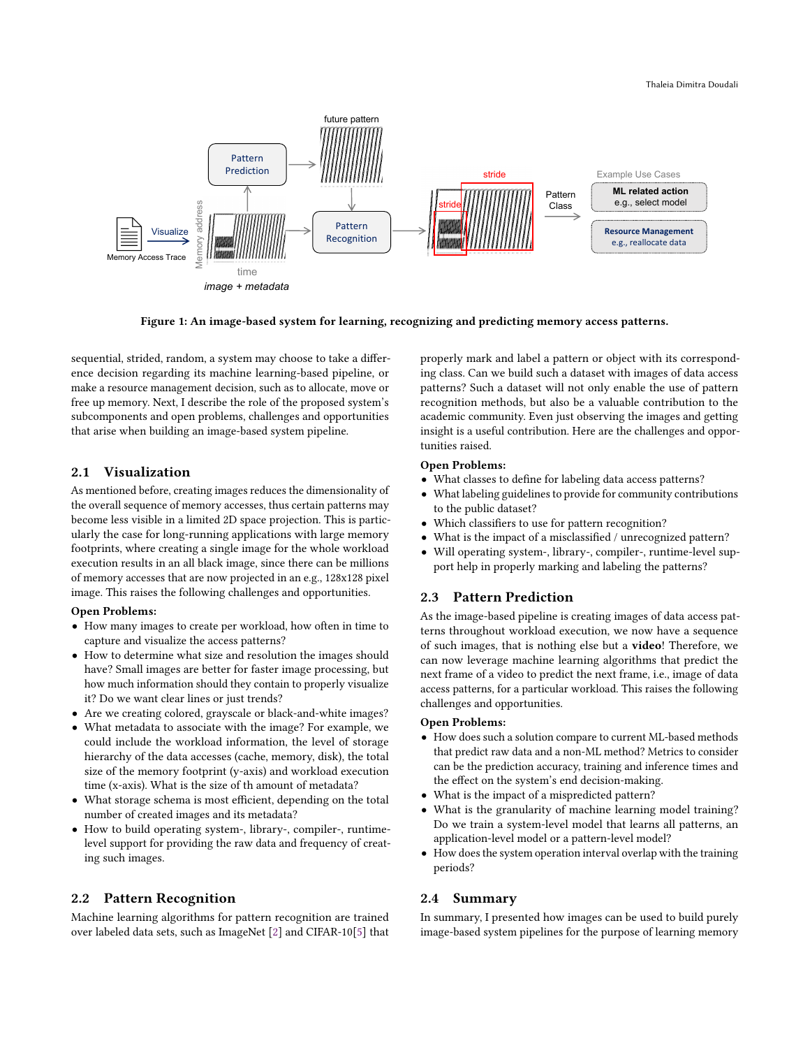Figure 1: An image-based system for learning, recognizing and predicting memory access patterns.

sequential, strided, random, a system may choose to take a difference decision regarding its machine learning-based pipeline, or make a resource management decision, such as to allocate, move or free up memory. Next, I describe the role of the proposed system's subcomponents and open problems, challenges and opportunities that arise when building an image-based system pipeline.

## 2.1 Visualization

As mentioned before, creating images reduces the dimensionality of the overall sequence of memory accesses, thus certain patterns may become less visible in a limited 2D space projection. This is particularly the case for long-running applications with large memory footprints, where creating a single image for the whole workload execution results in an all black image, since there can be millions of memory accesses that are now projected in an e.g., 128x128 pixel image. This raises the following challenges and opportunities.

**Open Problems:**

- How many images to create per workload, how often in time to capture and visualize the access patterns?
- How to determine what size and resolution the images should have? Small images are better for faster image processing, but how much information should they contain to properly visualize it? Do we want clear lines or just trends?
- Are we creating colored, grayscale or black-and-white images?
- What metadata to associate with the image? For example, we could include the workload information, the level of storage hierarchy of the data accesses (cache, memory, disk), the total size of the memory footprint (y-axis) and workload execution time (x-axis). What is the size of th amount of metadata?
- What storage schema is most efficient, depending on the total number of created images and its metadata?
- How to build operating system-, library-, compiler-, runtime-level support for providing the raw data and frequency of creating such images.

## 2.2 Pattern Recognition

Machine learning algorithms for pattern recognition are trained over labeled data sets, such as ImageNet [2] and CIFAR-10[5] that properly mark and label a pattern or object with its corresponding class. Can we build such a dataset with images of data access patterns? Such a dataset will not only enable the use of pattern recognition methods, but also be a valuable contribution to the academic community. Even just observing the images and getting insight is a useful contribution. Here are the challenges and opportunities raised.

**Open Problems:**

- What classes to define for labeling data access patterns?
- What labeling guidelines to provide for community contributions to the public dataset?
- Which classifiers to use for pattern recognition?
- What is the impact of a misclassified / unrecognized pattern?
- Will operating system-, library-, compiler-, runtime-level support help in properly marking and labeling the patterns?

## 2.3 Pattern Prediction

As the image-based pipeline is creating images of data access patterns throughout workload execution, we now have a sequence of such images, that is nothing else but a **video**! Therefore, we can now leverage machine learning algorithms that predict the next frame of a video to predict the next frame, i.e., image of data access patterns, for a particular workload. This raises the following challenges and opportunities.

**Open Problems:**

- How does such a solution compare to current ML-based methods that predict raw data and a non-ML method? Metrics to consider can be the prediction accuracy, training and inference times and the effect on the system's end decision-making.
- What is the impact of a mispredicted pattern?
- What is the granularity of machine learning model training? Do we train a system-level model that learns all patterns, an application-level model or a pattern-level model?
- How does the system operation interval overlap with the training periods?

## 2.4 Summary

In summary, I presented how images can be used to build purely image-based system pipelines for the purpose of learning memory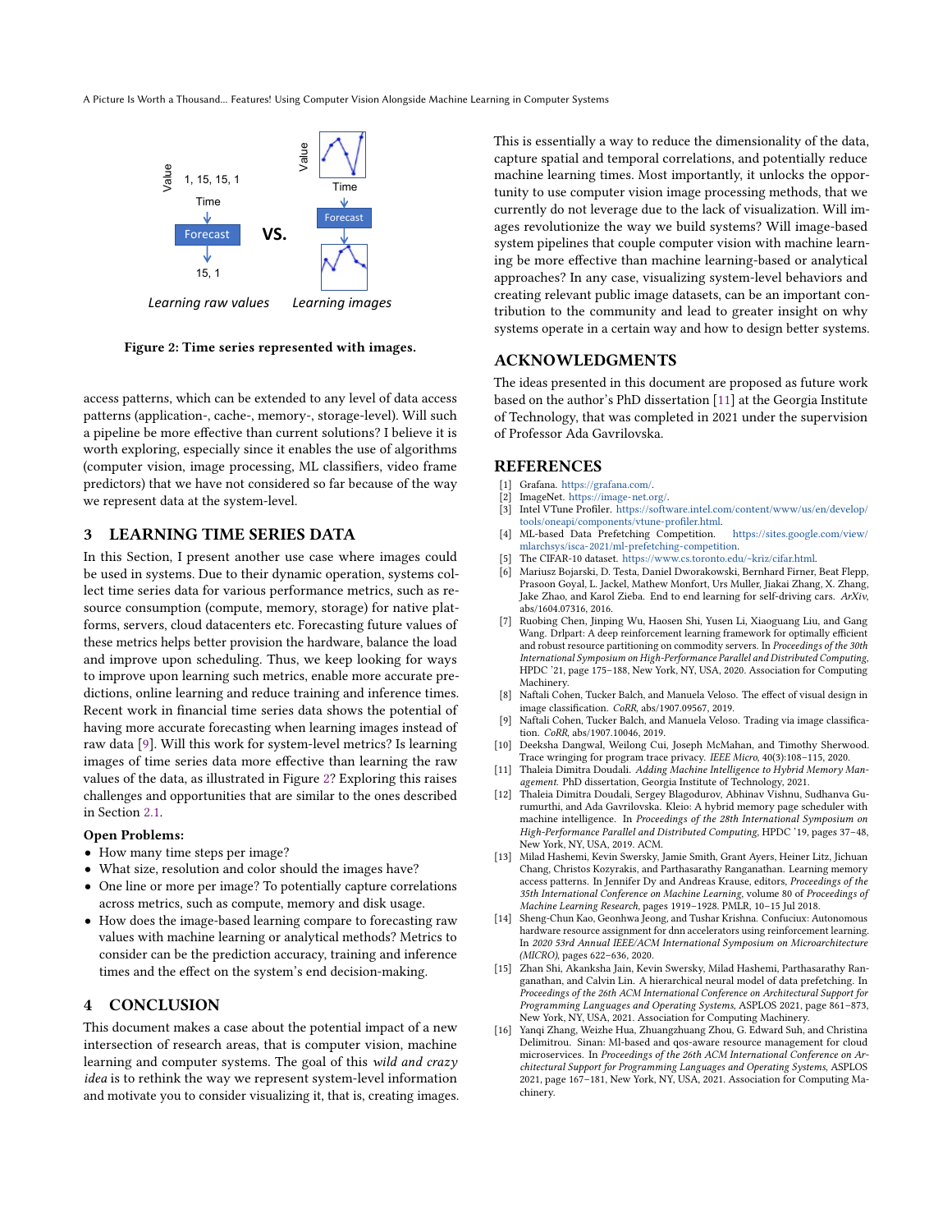Value

1, 15, 15, 1

Time

Forecast

15, 1

VS.

Value

Time

Forecast

*Learning raw values*

*Learning images*

**Figure 2: Time series represented with images.**

access patterns, which can be extended to any level of data access patterns (application-, cache-, memory-, storage-level). Will such a pipeline be more effective than current solutions? I believe it is worth exploring, especially since it enables the use of algorithms (computer vision, image processing, ML classifiers, video frame predictors) that we have not considered so far because of the way we represent data at the system-level.

## 3 LEARNING TIME SERIES DATA

In this Section, I present another use case where images could be used in systems. Due to their dynamic operation, systems collect time series data for various performance metrics, such as resource consumption (compute, memory, storage) for native platforms, servers, cloud datacenters etc. Forecasting future values of these metrics helps better provision the hardware, balance the load and improve upon scheduling. Thus, we keep looking for ways to improve upon learning such metrics, enable more accurate predictions, online learning and reduce training and inference times. Recent work in financial time series data shows the potential of having more accurate forecasting when learning images instead of raw data [9]. Will this work for system-level metrics? Is learning images of time series data more effective than learning the raw values of the data, as illustrated in Figure 2? Exploring this raises challenges and opportunities that are similar to the ones described in Section 2.1.

**Open Problems:**

- How many time steps per image?
- What size, resolution and color should the images have?
- One line or more per image? To potentially capture correlations across metrics, such as compute, memory and disk usage.
- How does the image-based learning compare to forecasting raw values with machine learning or analytical methods? Metrics to consider can be the prediction accuracy, training and inference times and the effect on the system's end decision-making.

## 4 CONCLUSION

This document makes a case about the potential impact of a new intersection of research areas, that is computer vision, machine learning and computer systems. The goal of this *wild and crazy idea* is to rethink the way we represent system-level information and motivate you to consider visualizing it, that is, creating images. This is essentially a way to reduce the dimensionality of the data, capture spatial and temporal correlations, and potentially reduce machine learning times. Most importantly, it unlocks the opportunity to use computer vision image processing methods, that we currently do not leverage due to the lack of visualization. Will images revolutionize the way we build systems? Will image-based system pipelines that couple computer vision with machine learning be more effective than machine learning-based or analytical approaches? In any case, visualizing system-level behaviors and creating relevant public image datasets, can be an important contribution to the community and lead to greater insight on why systems operate in a certain way and how to design better systems.

## ACKNOWLEDGMENTS

The ideas presented in this document are proposed as future work based on the author's PhD dissertation [11] at the Georgia Institute of Technology, that was completed in 2021 under the supervision of Professor Ada Gavrilovska.

## REFERENCES

[1] Grafana. https://grafana.com/.

[2] ImageNet. https://image-net.org/.

[3] Intel VTune Profiler. https://software.intel.com/content/www/us/en/develop/tools/oneapi/components/vtune-profiler.html.

[4] ML-based Data Prefetching Competition. https://sites.google.com/view/mlarchsys/isca-2021/ml-prefetching-competition.

[5] The CIFAR-10 dataset. https://www.cs.toronto.edu/~kriz/cifar.html.

[6] Mariusz Bojarski, D. Testa, Daniel Dworakowski, Bernhard Firner, Beat Flepp, Prasoon Goyal, L. Jackel, Mathew Monfort, Urs Muller, Jiakai Zhang, X. Zhang, Jake Zhao, and Karol Zieba. End to end learning for self-driving cars. *ArXiv*, abs/1604.07316, 2016.

[7] Ruobing Chen, Jinping Wu, Haosen Shi, Yusen Li, Xiaoguang Liu, and Gang Wang. Drlpart: A deep reinforcement learning framework for optimally efficient and robust resource partitioning on commodity servers. In *Proceedings of the 30th International Symposium on High-Performance Parallel and Distributed Computing*, HPDC '21, page 175–188, New York, NY, USA, 2020. Association for Computing Machinery.

[8] Naftali Cohen, Tucker Balch, and Manuela Veloso. The effect of visual design in image classification. *CoRR*, abs/1907.09567, 2019.

[9] Naftali Cohen, Tucker Balch, and Manuela Veloso. Trading via image classification. *CoRR*, abs/1907.10046, 2019.

[10] Deeksha Dangwal, Weilong Cui, Joseph McMahan, and Timothy Sherwood. Trace wringing for program trace privacy. *IEEE Micro*, 40(3):108–115, 2020.

[11] Thaleia Dimitra Doudali. *Adding Machine Intelligence to Hybrid Memory Management*. PhD dissertation, Georgia Institute of Technology, 2021.

[12] Thaleia Dimitra Doudali, Sergey Blagodurov, Abhinav Vishnu, Sudhanva Gurumurthi, and Ada Gavrilovska. Kleio: A hybrid memory page scheduler with machine intelligence. In *Proceedings of the 28th International Symposium on High-Performance Parallel and Distributed Computing*, HPDC '19, pages 37–48, New York, NY, USA, 2019. ACM.

[13] Milad Hashemi, Kevin Swersky, Jamie Smith, Grant Ayers, Heiner Litz, Jichuan Chang, Christos Kozyrakis, and Parthasarathy Ranganathan. Learning memory access patterns. In Jennifer Dy and Andreas Krause, editors, *Proceedings of the 35th International Conference on Machine Learning*, volume 80 of *Proceedings of Machine Learning Research*, pages 1919–1928. PMLR, 10–15 Jul 2018.

[14] Sheng-Chun Kao, Geonhwa Jeong, and Tushar Krishna. Confuciux: Autonomous hardware resource assignment for dnn accelerators using reinforcement learning. In *2020 53rd Annual IEEE/ACM International Symposium on Microarchitecture (MICRO)*, pages 622–636, 2020.

[15] Zhan Shi, Akanksha Jain, Kevin Swersky, Milad Hashemi, Parthasarathy Ranganathan, and Calvin Lin. A hierarchical neural model of data prefetching. In *Proceedings of the 26th ACM International Conference on Architectural Support for Programming Languages and Operating Systems*, ASPLOS 2021, page 861–873, New York, NY, USA, 2021. Association for Computing Machinery.

[16] Yanqi Zhang, Weizhe Hua, Zhuangzhuang Zhou, G. Edward Suh, and Christina Delimitrou. Sinan: Ml-based and qos-aware resource management for cloud microservices. In *Proceedings of the 26th ACM International Conference on Architectural Support for Programming Languages and Operating Systems*, ASPLOS 2021, page 167–181, New York, NY, USA, 2021. Association for Computing Machinery.